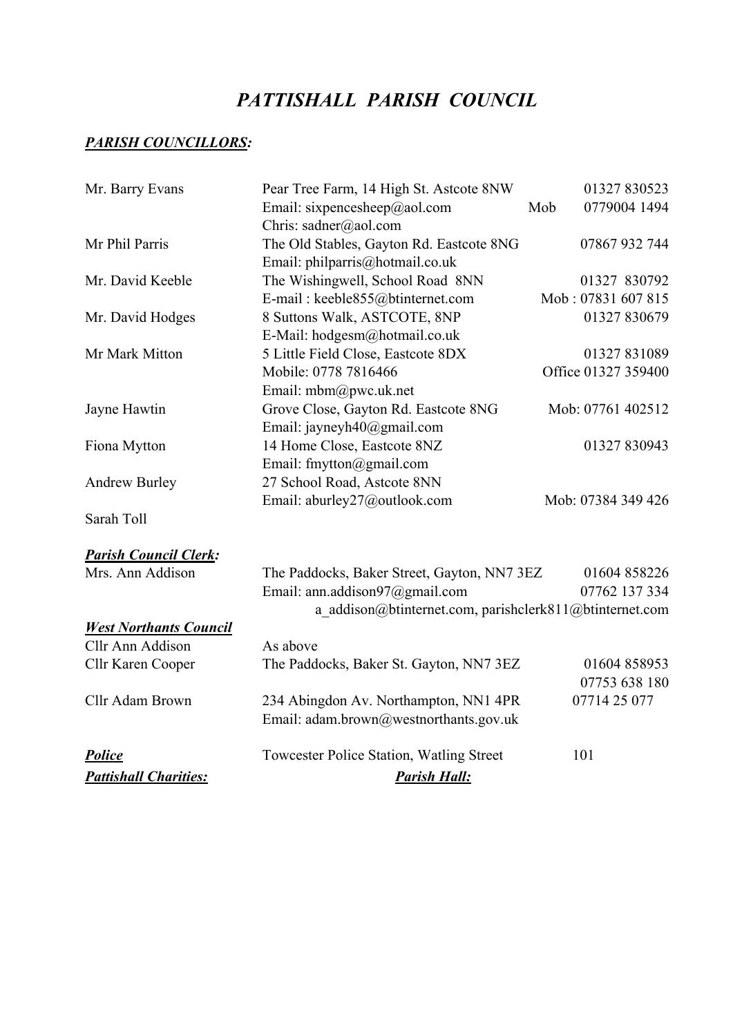# *PATTISHALL PARISH COUNCIL*

***PARISH COUNCILLORS:***

| | | |
|---|---|---|
| Mr. Barry Evans | Pear Tree Farm, 14 High St. Astcote 8NW | 01327 830523 |
| | Email: sixpencesheep@aol.com | Mob 0779004 1494 |
| | Chris: sadner@aol.com | |
| Mr Phil Parris | The Old Stables, Gayton Rd. Eastcote 8NG | 07867 932 744 |
| | Email: philparris@hotmail.co.uk | |
| Mr. David Keeble | The Wishingwell, School Road 8NN | 01327 830792 |
| | E-mail : keeble855@btinternet.com | Mob : 07831 607 815 |
| Mr. David Hodges | 8 Suttons Walk, ASTCOTE, 8NP | 01327 830679 |
| | E-Mail: hodgesm@hotmail.co.uk | |
| Mr Mark Mitton | 5 Little Field Close, Eastcote 8DX | 01327 831089 |
| | Mobile: 0778 7816466 | Office 01327 359400 |
| | Email: mbm@pwc.uk.net | |
| Jayne Hawtin | Grove Close, Gayton Rd. Eastcote 8NG | Mob: 07761 402512 |
| | Email: jayneyh40@gmail.com | |
| Fiona Mytton | 14 Home Close, Eastcote 8NZ | 01327 830943 |
| | Email: fmytton@gmail.com | |
| Andrew Burley | 27 School Road, Astcote 8NN | |
| | Email: aburley27@outlook.com | Mob: 07384 349 426 |
| Sarah Toll | | |

***Parish Council Clerk:***

| | | |
|---|---|---|
| Mrs. Ann Addison | The Paddocks, Baker Street, Gayton, NN7 3EZ | 01604 858226 |
| | Email: ann.addison97@gmail.com | 07762 137 334 |
| | a_addison@btinternet.com, parishclerk811@btinternet.com | |

***West Northants Council***

| | | |
|---|---|---|
| Cllr Ann Addison | As above | |
| Cllr Karen Cooper | The Paddocks, Baker St. Gayton, NN7 3EZ | 01604 858953 |
| | | 07753 638 180 |
| Cllr Adam Brown | 234 Abingdon Av. Northampton, NN1 4PR | 07714 25 077 |
| | Email: adam.brown@westnorthants.gov.uk | |

***Police*** Towcester Police Station, Watling Street 101

***Pattishall Charities:*** ***Parish Hall:***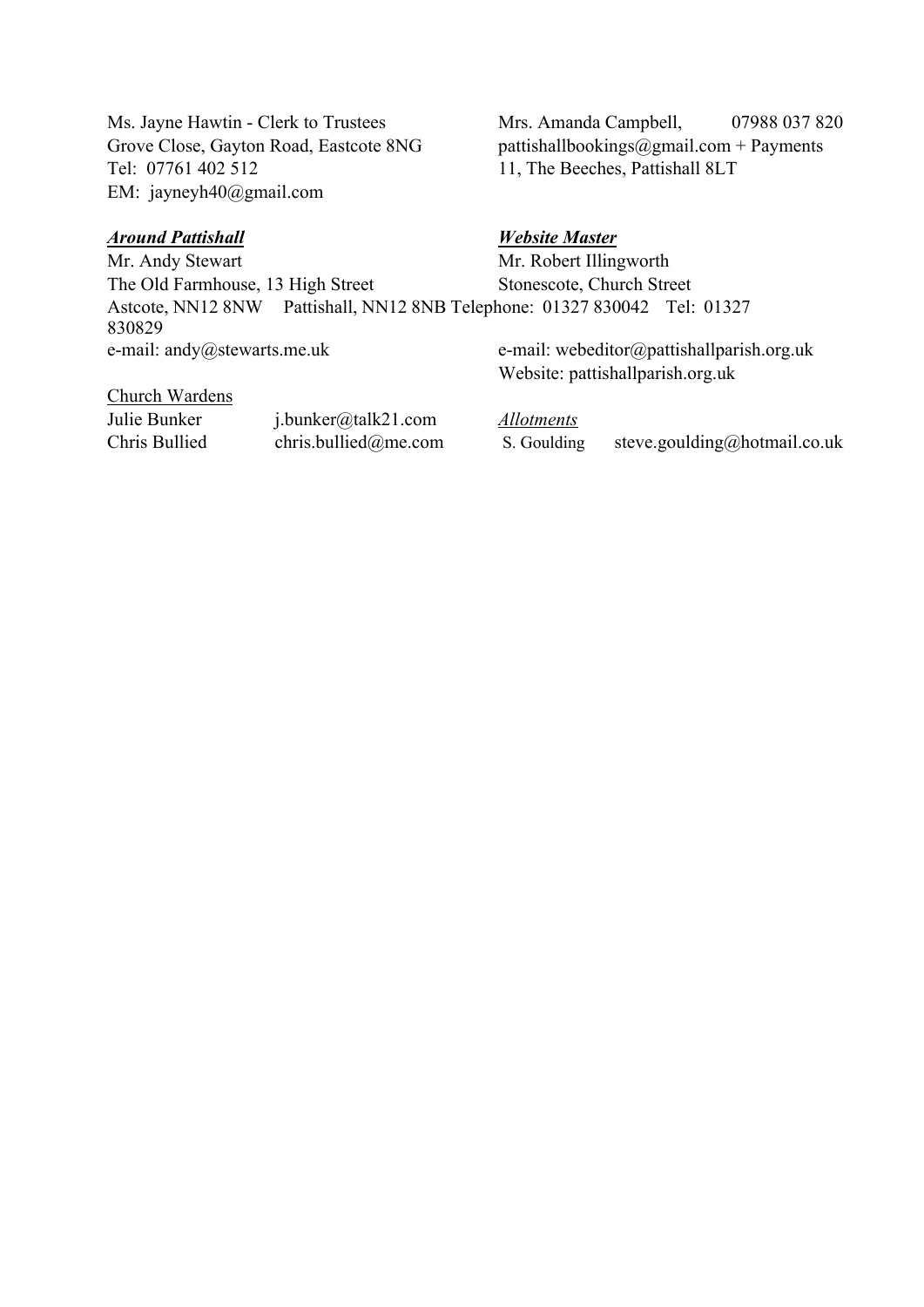Ms. Jayne Hawtin - Clerk to Trustees
Grove Close, Gayton Road, Eastcote 8NG
Tel: 07761 402 512
EM: jayneyh40@gmail.com

Mrs. Amanda Campbell, 07988 037 820
pattishallbookings@gmail.com + Payments
11, The Beeches, Pattishall 8LT

***Around Pattishall***
Mr. Andy Stewart
The Old Farmhouse, 13 High Street
Astcote, NN12 8NW
Telephone: 01327 830042
e-mail: andy@stewarts.me.uk

***Website Master***
Mr. Robert Illingworth
Stonescote, Church Street
Pattishall, NN12 8NB
Tel: 01327 830829
e-mail: webeditor@pattishallparish.org.uk
Website: pattishallparish.org.uk

Church Wardens

Julie Bunker j.bunker@talk21.com
Chris Bullied chris.bullied@me.com

*Allotments*

S. Goulding steve.goulding@hotmail.co.uk